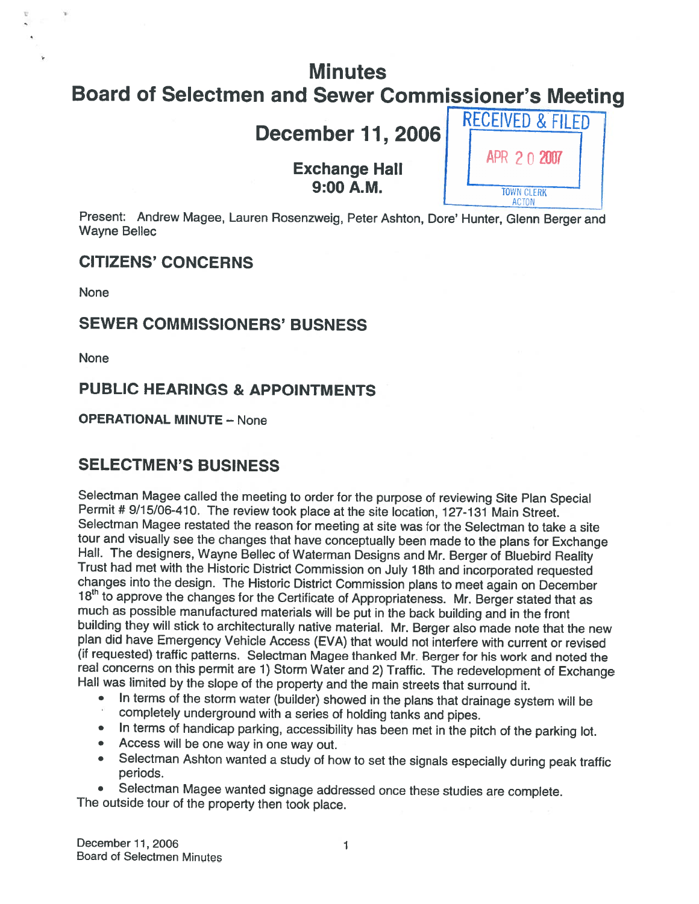# Minutes

# Board of Selectmen and Sewer Commissioner's Meeting

## December 11, 2006

RECEIVED & FILED
APR 20 2007
TOWN CLERK
ACTON

### Exchange Hall
### 9:00 A.M.

Present: Andrew Magee, Lauren Rosenzweig, Peter Ashton, Dore' Hunter, Glenn Berger and Wayne Bellec

## CITIZENS' CONCERNS

None

## SEWER COMMISSIONERS' BUSNESS

None

## PUBLIC HEARINGS & APPOINTMENTS

**OPERATIONAL MINUTE** – None

## SELECTMEN'S BUSINESS

Selectman Magee called the meeting to order for the purpose of reviewing Site Plan Special Permit # 9/15/06-410. The review took place at the site location, 127-131 Main Street. Selectman Magee restated the reason for meeting at site was for the Selectman to take a site tour and visually see the changes that have conceptually been made to the plans for Exchange Hall. The designers, Wayne Bellec of Waterman Designs and Mr. Berger of Bluebird Reality Trust had met with the Historic District Commission on July 18th and incorporated requested changes into the design. The Historic District Commission plans to meet again on December 18th to approve the changes for the Certificate of Appropriateness. Mr. Berger stated that as much as possible manufactured materials will be put in the back building and in the front building they will stick to architecturally native material. Mr. Berger also made note that the new plan did have Emergency Vehicle Access (EVA) that would not interfere with current or revised (if requested) traffic patterns. Selectman Magee thanked Mr. Berger for his work and noted the real concerns on this permit are 1) Storm Water and 2) Traffic. The redevelopment of Exchange Hall was limited by the slope of the property and the main streets that surround it.

- In terms of the storm water (builder) showed in the plans that drainage system will be completely underground with a series of holding tanks and pipes.
- In terms of handicap parking, accessibility has been met in the pitch of the parking lot.
- Access will be one way in one way out.
- Selectman Ashton wanted a study of how to set the signals especially during peak traffic periods.
- Selectman Magee wanted signage addressed once these studies are complete.

The outside tour of the property then took place.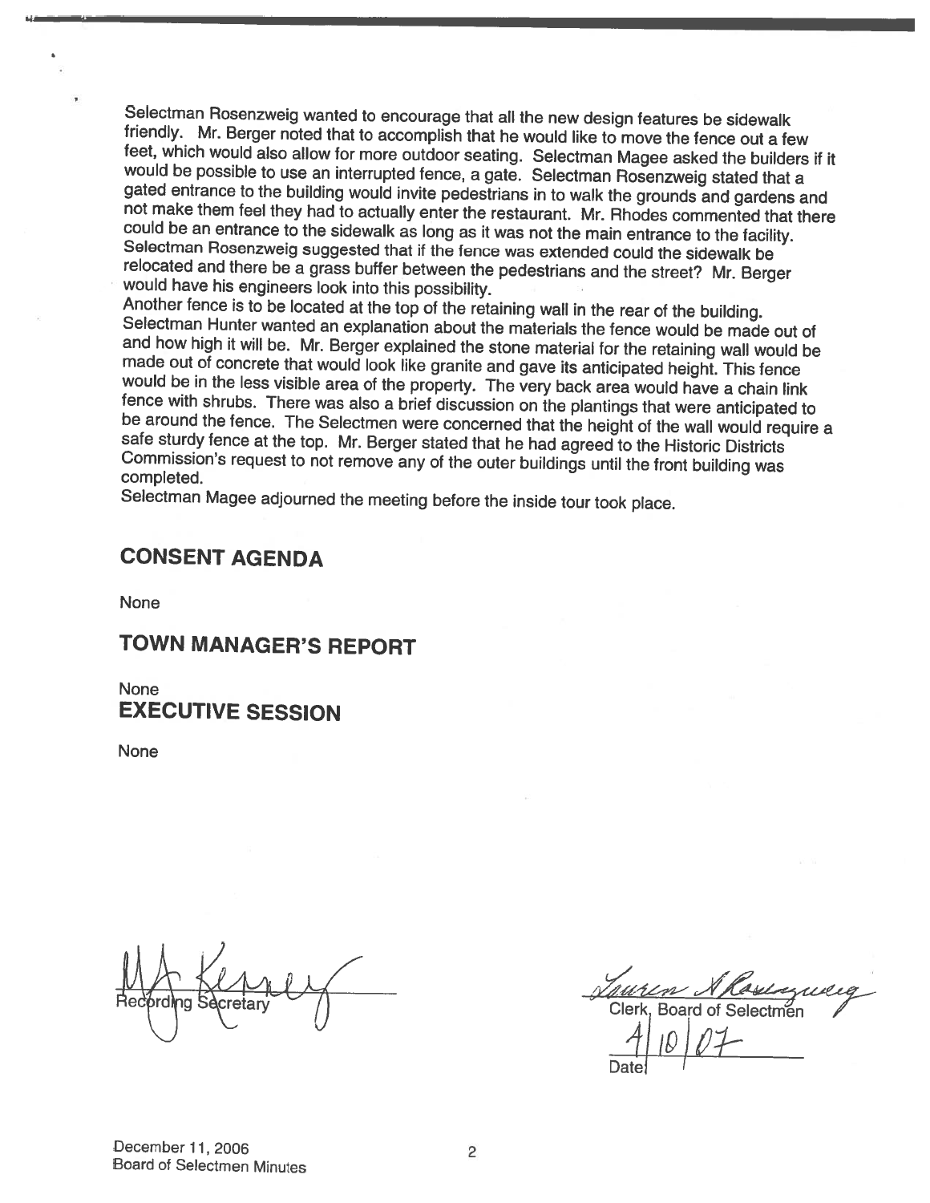Selectman Rosenzweig wanted to encourage that all the new design features be sidewalk friendly. Mr. Berger noted that to accomplish that he would like to move the fence out a few feet, which would also allow for more outdoor seating. Selectman Magee asked the builders if it would be possible to use an interrupted fence, a gate. Selectman Rosenzweig stated that a gated entrance to the building would invite pedestrians in to walk the grounds and gardens and not make them feel they had to actually enter the restaurant. Mr. Rhodes commented that there could be an entrance to the sidewalk as long as it was not the main entrance to the facility. Selectman Rosenzweig suggested that if the fence was extended could the sidewalk be relocated and there be a grass buffer between the pedestrians and the street? Mr. Berger would have his engineers look into this possibility.

Another fence is to be located at the top of the retaining wall in the rear of the building. Selectman Hunter wanted an explanation about the materials the fence would be made out of and how high it will be. Mr. Berger explained the stone material for the retaining wall would be made out of concrete that would look like granite and gave its anticipated height. This fence would be in the less visible area of the property. The very back area would have a chain link fence with shrubs. There was also a brief discussion on the plantings that were anticipated to be around the fence. The Selectmen were concerned that the height of the wall would require a safe sturdy fence at the top. Mr. Berger stated that he had agreed to the Historic Districts Commission's request to not remove any of the outer buildings until the front building was completed.

Selectman Magee adjourned the meeting before the inside tour took place.

## CONSENT AGENDA

None

## TOWN MANAGER'S REPORT

None

## EXECUTIVE SESSION

None

M A Kenney
Recording Secretary

Lauren N Rosenzweig
Clerk, Board of Selectmen

4/10/07
Date

December 11, 2006
Board of Selectmen Minutes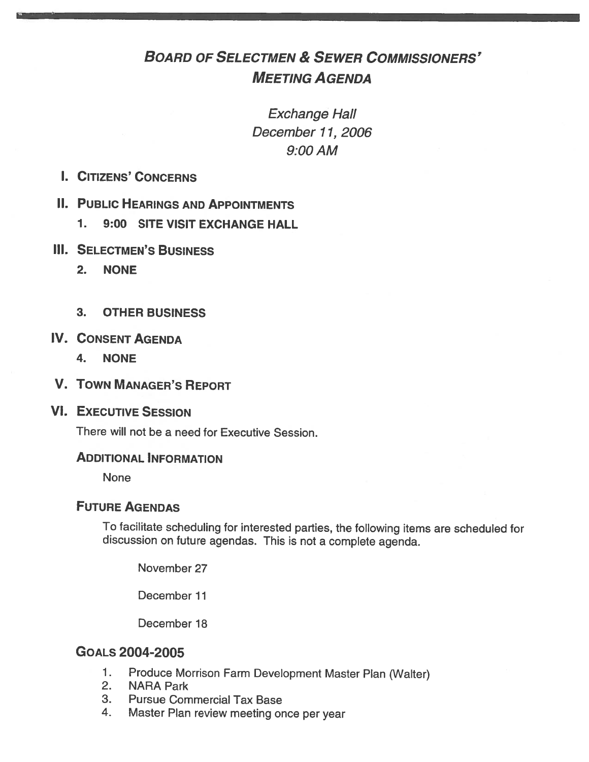# BOARD OF SELECTMEN & SEWER COMMISSIONERS' MEETING AGENDA

*Exchange Hall*
*December 11, 2006*
*9:00 AM*

## I. CITIZENS' CONCERNS

## II. PUBLIC HEARINGS AND APPOINTMENTS

1. **9:00 SITE VISIT EXCHANGE HALL**

## III. SELECTMEN'S BUSINESS

2. **NONE**

3. **OTHER BUSINESS**

## IV. CONSENT AGENDA

4. **NONE**

## V. TOWN MANAGER'S REPORT

## VI. EXECUTIVE SESSION

There will not be a need for Executive Session.

### ADDITIONAL INFORMATION

None

### FUTURE AGENDAS

To facilitate scheduling for interested parties, the following items are scheduled for discussion on future agendas. This is not a complete agenda.

November 27

December 11

December 18

### GOALS 2004-2005

1. Produce Morrison Farm Development Master Plan (Walter)
2. NARA Park
3. Pursue Commercial Tax Base
4. Master Plan review meeting once per year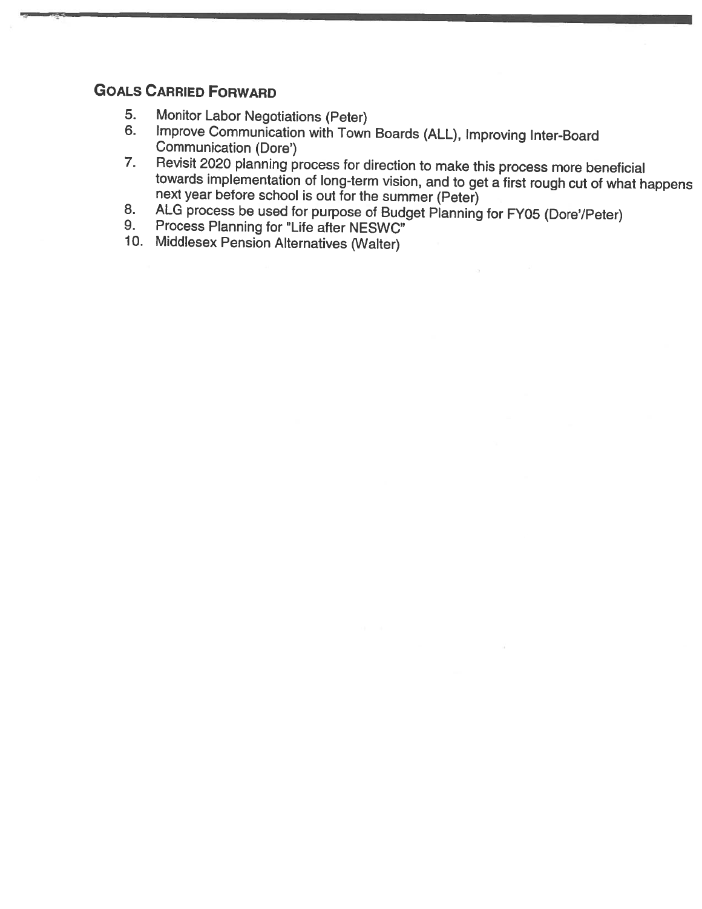## Goals Carried Forward

5. Monitor Labor Negotiations (Peter)
6. Improve Communication with Town Boards (ALL), Improving Inter-Board Communication (Dore')
7. Revisit 2020 planning process for direction to make this process more beneficial towards implementation of long-term vision, and to get a first rough cut of what happens next year before school is out for the summer (Peter)
8. ALG process be used for purpose of Budget Planning for FY05 (Dore'/Peter)
9. Process Planning for "Life after NESWC"
10. Middlesex Pension Alternatives (Walter)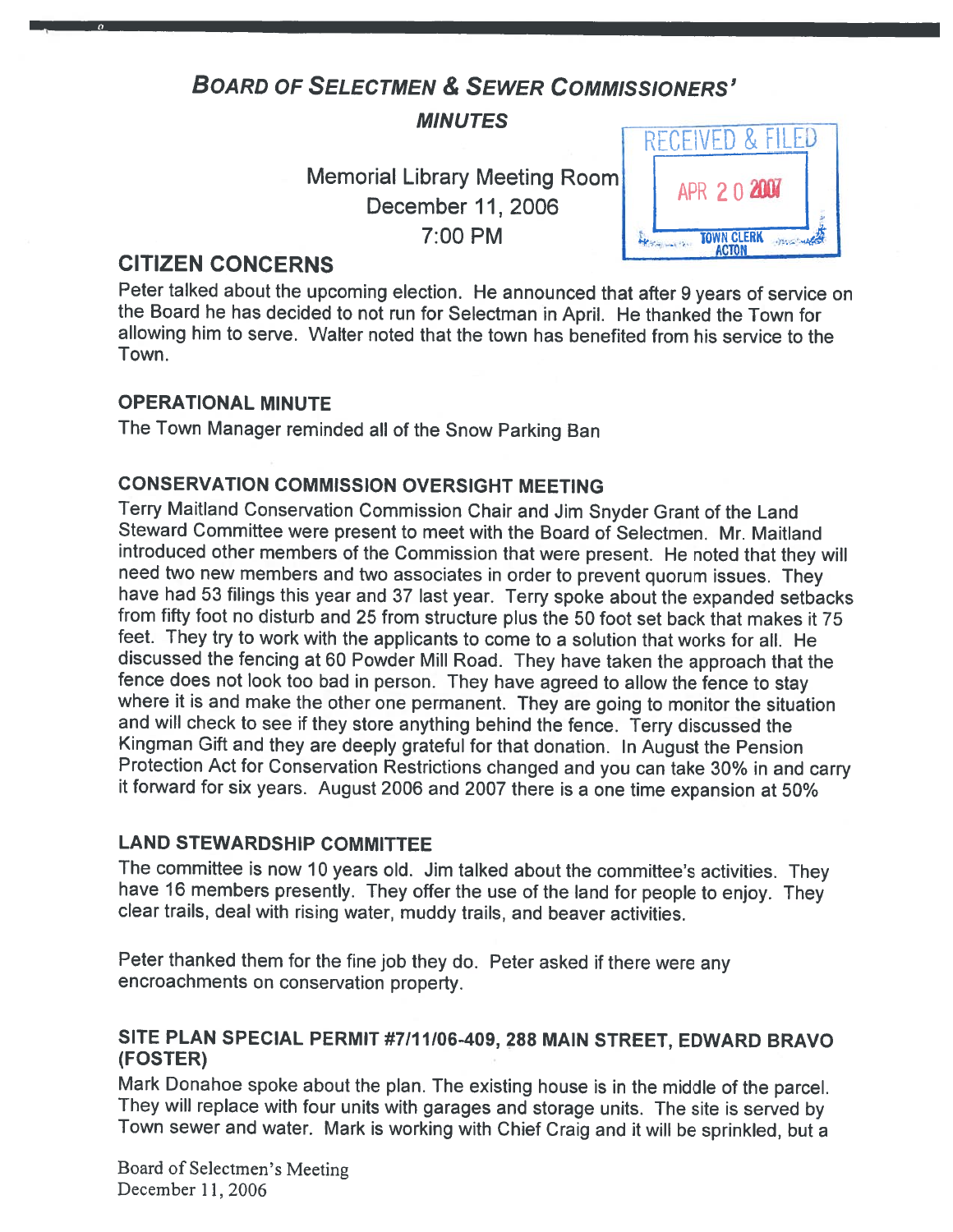# BOARD OF SELECTMEN & SEWER COMMISSIONERS'

## MINUTES

Memorial Library Meeting Room
December 11, 2006
7:00 PM

RECEIVED & FILED
APR 20 2007
TOWN CLERK
ACTON

## CITIZEN CONCERNS

Peter talked about the upcoming election. He announced that after 9 years of service on the Board he has decided to not run for Selectman in April. He thanked the Town for allowing him to serve. Walter noted that the town has benefited from his service to the Town.

### OPERATIONAL MINUTE

The Town Manager reminded all of the Snow Parking Ban

### CONSERVATION COMMISSION OVERSIGHT MEETING

Terry Maitland Conservation Commission Chair and Jim Snyder Grant of the Land Steward Committee were present to meet with the Board of Selectmen. Mr. Maitland introduced other members of the Commission that were present. He noted that they will need two new members and two associates in order to prevent quorum issues. They have had 53 filings this year and 37 last year. Terry spoke about the expanded setbacks from fifty foot no disturb and 25 from structure plus the 50 foot set back that makes it 75 feet. They try to work with the applicants to come to a solution that works for all. He discussed the fencing at 60 Powder Mill Road. They have taken the approach that the fence does not look too bad in person. They have agreed to allow the fence to stay where it is and make the other one permanent. They are going to monitor the situation and will check to see if they store anything behind the fence. Terry discussed the Kingman Gift and they are deeply grateful for that donation. In August the Pension Protection Act for Conservation Restrictions changed and you can take 30% in and carry it forward for six years. August 2006 and 2007 there is a one time expansion at 50%

### LAND STEWARDSHIP COMMITTEE

The committee is now 10 years old. Jim talked about the committee's activities. They have 16 members presently. They offer the use of the land for people to enjoy. They clear trails, deal with rising water, muddy trails, and beaver activities.

Peter thanked them for the fine job they do. Peter asked if there were any encroachments on conservation property.

### SITE PLAN SPECIAL PERMIT #7/11/06-409, 288 MAIN STREET, EDWARD BRAVO (FOSTER)

Mark Donahoe spoke about the plan. The existing house is in the middle of the parcel. They will replace with four units with garages and storage units. The site is served by Town sewer and water. Mark is working with Chief Craig and it will be sprinkled, but a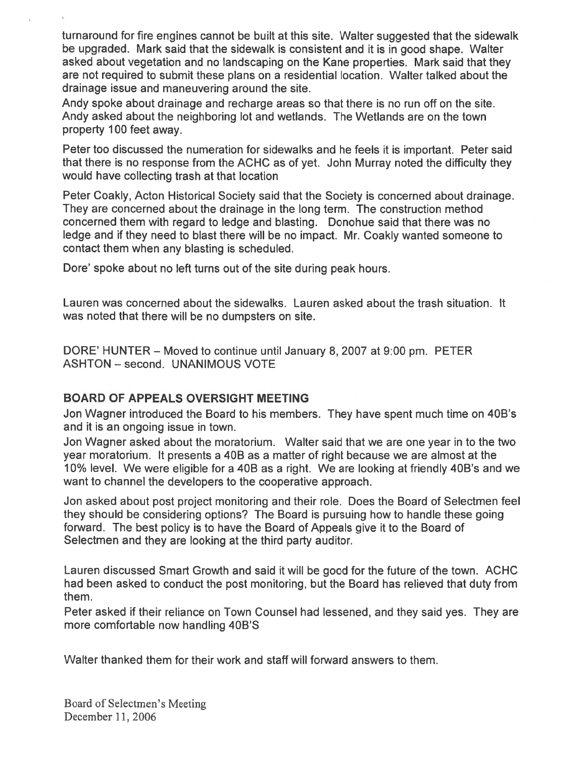turnaround for fire engines cannot be built at this site. Walter suggested that the sidewalk be upgraded. Mark said that the sidewalk is consistent and it is in good shape. Walter asked about vegetation and no landscaping on the Kane properties. Mark said that they are not required to submit these plans on a residential location. Walter talked about the drainage issue and maneuvering around the site.

Andy spoke about drainage and recharge areas so that there is no run off on the site. Andy asked about the neighboring lot and wetlands. The Wetlands are on the town property 100 feet away.

Peter too discussed the numeration for sidewalks and he feels it is important. Peter said that there is no response from the ACHC as of yet. John Murray noted the difficulty they would have collecting trash at that location

Peter Coakly, Acton Historical Society said that the Society is concerned about drainage. They are concerned about the drainage in the long term. The construction method concerned them with regard to ledge and blasting. Donohue said that there was no ledge and if they need to blast there will be no impact. Mr. Coakly wanted someone to contact them when any blasting is scheduled.

Dore' spoke about no left turns out of the site during peak hours.

Lauren was concerned about the sidewalks. Lauren asked about the trash situation. It was noted that there will be no dumpsters on site.

DORE' HUNTER – Moved to continue until January 8, 2007 at 9:00 pm. PETER ASHTON – second. UNANIMOUS VOTE

**BOARD OF APPEALS OVERSIGHT MEETING**

Jon Wagner introduced the Board to his members. They have spent much time on 40B's and it is an ongoing issue in town.

Jon Wagner asked about the moratorium. Walter said that we are one year in to the two year moratorium. It presents a 40B as a matter of right because we are almost at the 10% level. We were eligible for a 40B as a right. We are looking at friendly 40B's and we want to channel the developers to the cooperative approach.

Jon asked about post project monitoring and their role. Does the Board of Selectmen feel they should be considering options? The Board is pursuing how to handle these going forward. The best policy is to have the Board of Appeals give it to the Board of Selectmen and they are looking at the third party auditor.

Lauren discussed Smart Growth and said it will be good for the future of the town. ACHC had been asked to conduct the post monitoring, but the Board has relieved that duty from them.

Peter asked if their reliance on Town Counsel had lessened, and they said yes. They are more comfortable now handling 40B'S

Walter thanked them for their work and staff will forward answers to them.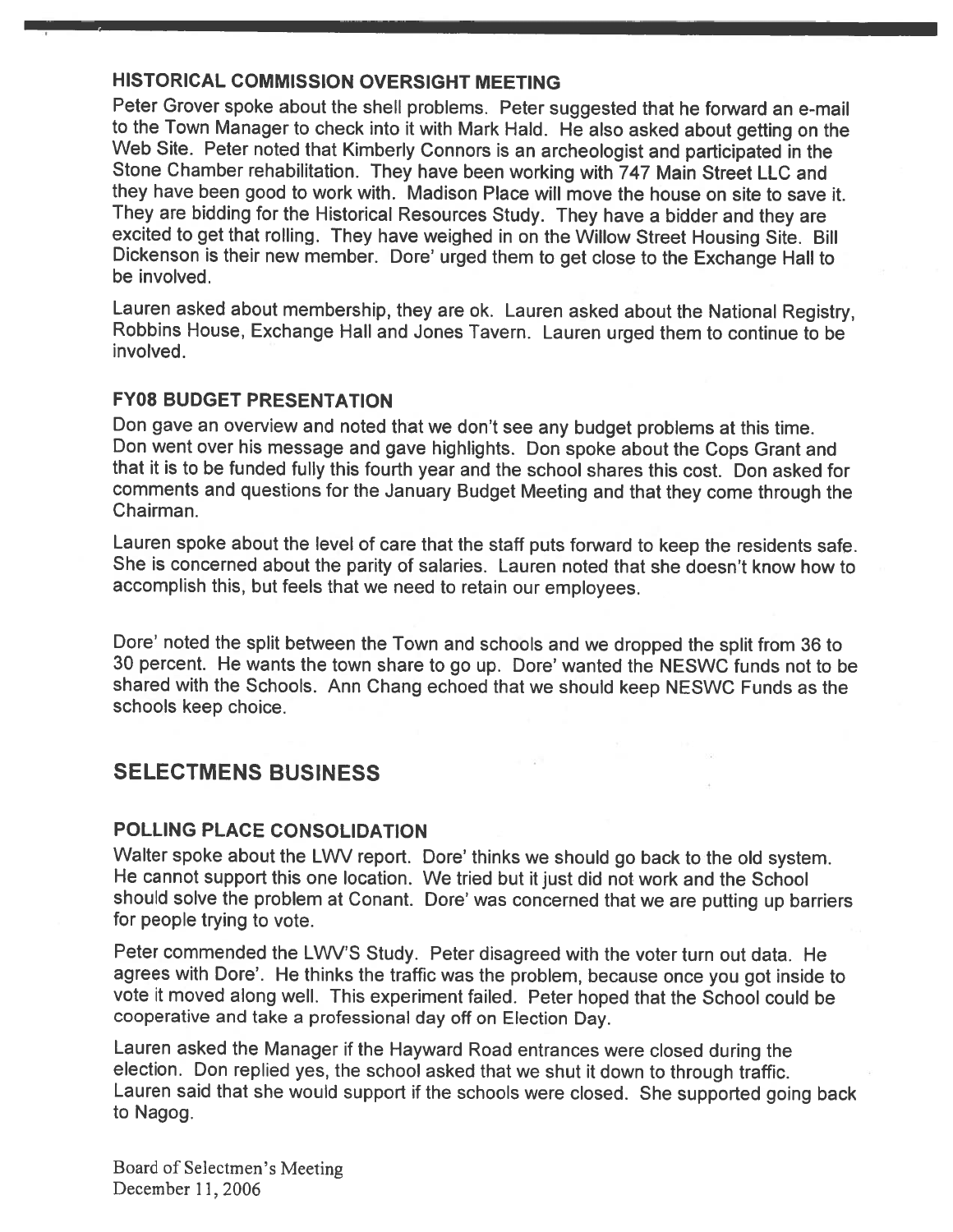### HISTORICAL COMMISSION OVERSIGHT MEETING

Peter Grover spoke about the shell problems. Peter suggested that he forward an e-mail to the Town Manager to check into it with Mark Hald. He also asked about getting on the Web Site. Peter noted that Kimberly Connors is an archeologist and participated in the Stone Chamber rehabilitation. They have been working with 747 Main Street LLC and they have been good to work with. Madison Place will move the house on site to save it. They are bidding for the Historical Resources Study. They have a bidder and they are excited to get that rolling. They have weighed in on the Willow Street Housing Site. Bill Dickenson is their new member. Dore' urged them to get close to the Exchange Hall to be involved.

Lauren asked about membership, they are ok. Lauren asked about the National Registry, Robbins House, Exchange Hall and Jones Tavern. Lauren urged them to continue to be involved.

### FY08 BUDGET PRESENTATION

Don gave an overview and noted that we don't see any budget problems at this time. Don went over his message and gave highlights. Don spoke about the Cops Grant and that it is to be funded fully this fourth year and the school shares this cost. Don asked for comments and questions for the January Budget Meeting and that they come through the Chairman.

Lauren spoke about the level of care that the staff puts forward to keep the residents safe. She is concerned about the parity of salaries. Lauren noted that she doesn't know how to accomplish this, but feels that we need to retain our employees.

Dore' noted the split between the Town and schools and we dropped the split from 36 to 30 percent. He wants the town share to go up. Dore' wanted the NESWC funds not to be shared with the Schools. Ann Chang echoed that we should keep NESWC Funds as the schools keep choice.

## SELECTMENS BUSINESS

### POLLING PLACE CONSOLIDATION

Walter spoke about the LWV report. Dore' thinks we should go back to the old system. He cannot support this one location. We tried but it just did not work and the School should solve the problem at Conant. Dore' was concerned that we are putting up barriers for people trying to vote.

Peter commended the LWV'S Study. Peter disagreed with the voter turn out data. He agrees with Dore'. He thinks the traffic was the problem, because once you got inside to vote it moved along well. This experiment failed. Peter hoped that the School could be cooperative and take a professional day off on Election Day.

Lauren asked the Manager if the Hayward Road entrances were closed during the election. Don replied yes, the school asked that we shut it down to through traffic. Lauren said that she would support if the schools were closed. She supported going back to Nagog.

Board of Selectmen's Meeting
December 11, 2006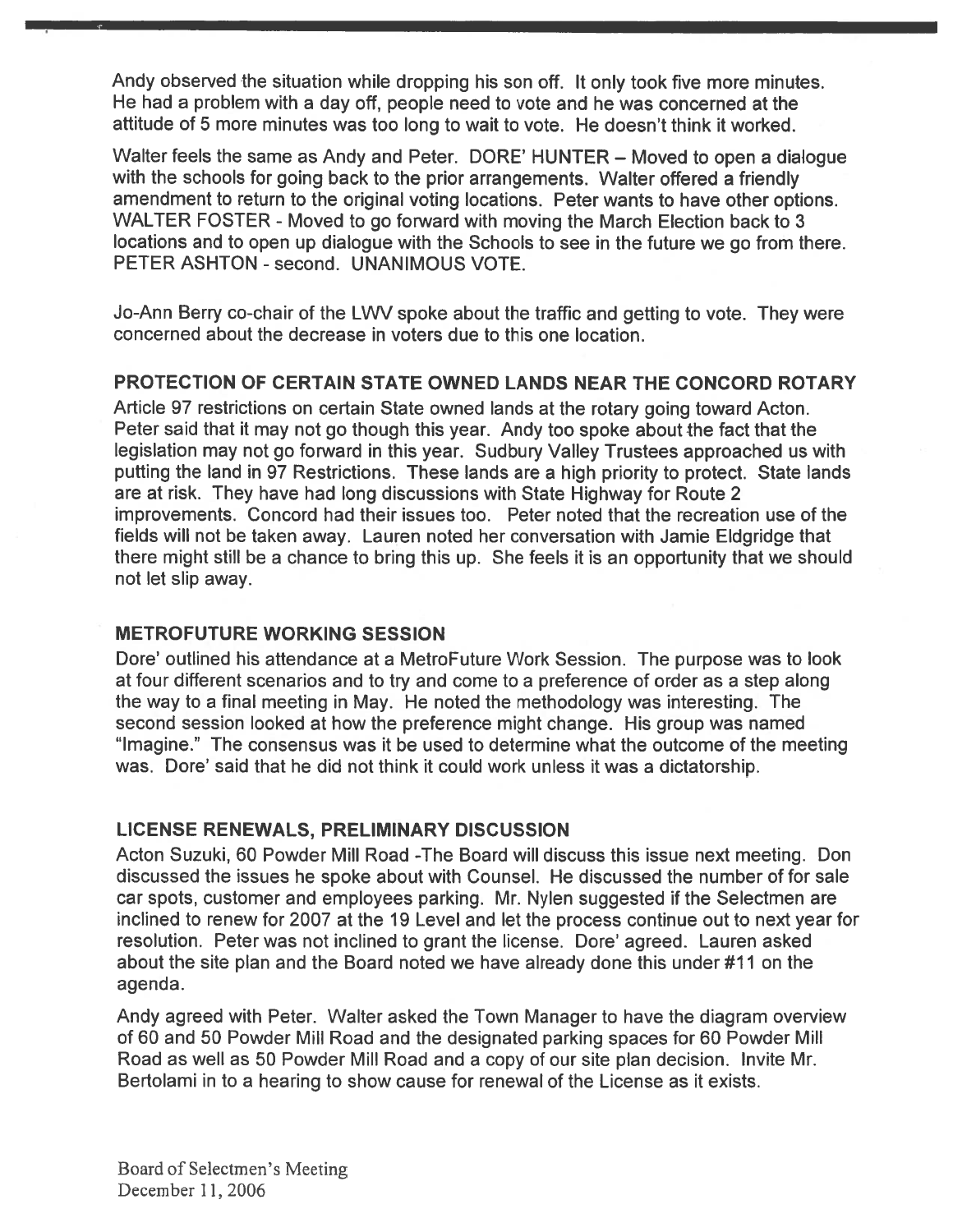Andy observed the situation while dropping his son off. It only took five more minutes. He had a problem with a day off, people need to vote and he was concerned at the attitude of 5 more minutes was too long to wait to vote. He doesn't think it worked.

Walter feels the same as Andy and Peter. DORE' HUNTER – Moved to open a dialogue with the schools for going back to the prior arrangements. Walter offered a friendly amendment to return to the original voting locations. Peter wants to have other options. WALTER FOSTER - Moved to go forward with moving the March Election back to 3 locations and to open up dialogue with the Schools to see in the future we go from there. PETER ASHTON - second. UNANIMOUS VOTE.

Jo-Ann Berry co-chair of the LWV spoke about the traffic and getting to vote. They were concerned about the decrease in voters due to this one location.

## PROTECTION OF CERTAIN STATE OWNED LANDS NEAR THE CONCORD ROTARY

Article 97 restrictions on certain State owned lands at the rotary going toward Acton. Peter said that it may not go though this year. Andy too spoke about the fact that the legislation may not go forward in this year. Sudbury Valley Trustees approached us with putting the land in 97 Restrictions. These lands are a high priority to protect. State lands are at risk. They have had long discussions with State Highway for Route 2 improvements. Concord had their issues too. Peter noted that the recreation use of the fields will not be taken away. Lauren noted her conversation with Jamie Eldgridge that there might still be a chance to bring this up. She feels it is an opportunity that we should not let slip away.

## METROFUTURE WORKING SESSION

Dore' outlined his attendance at a MetroFuture Work Session. The purpose was to look at four different scenarios and to try and come to a preference of order as a step along the way to a final meeting in May. He noted the methodology was interesting. The second session looked at how the preference might change. His group was named "Imagine." The consensus was it be used to determine what the outcome of the meeting was. Dore' said that he did not think it could work unless it was a dictatorship.

## LICENSE RENEWALS, PRELIMINARY DISCUSSION

Acton Suzuki, 60 Powder Mill Road -The Board will discuss this issue next meeting. Don discussed the issues he spoke about with Counsel. He discussed the number of for sale car spots, customer and employees parking. Mr. Nylen suggested if the Selectmen are inclined to renew for 2007 at the 19 Level and let the process continue out to next year for resolution. Peter was not inclined to grant the license. Dore' agreed. Lauren asked about the site plan and the Board noted we have already done this under #11 on the agenda.

Andy agreed with Peter. Walter asked the Town Manager to have the diagram overview of 60 and 50 Powder Mill Road and the designated parking spaces for 60 Powder Mill Road as well as 50 Powder Mill Road and a copy of our site plan decision. Invite Mr. Bertolami in to a hearing to show cause for renewal of the License as it exists.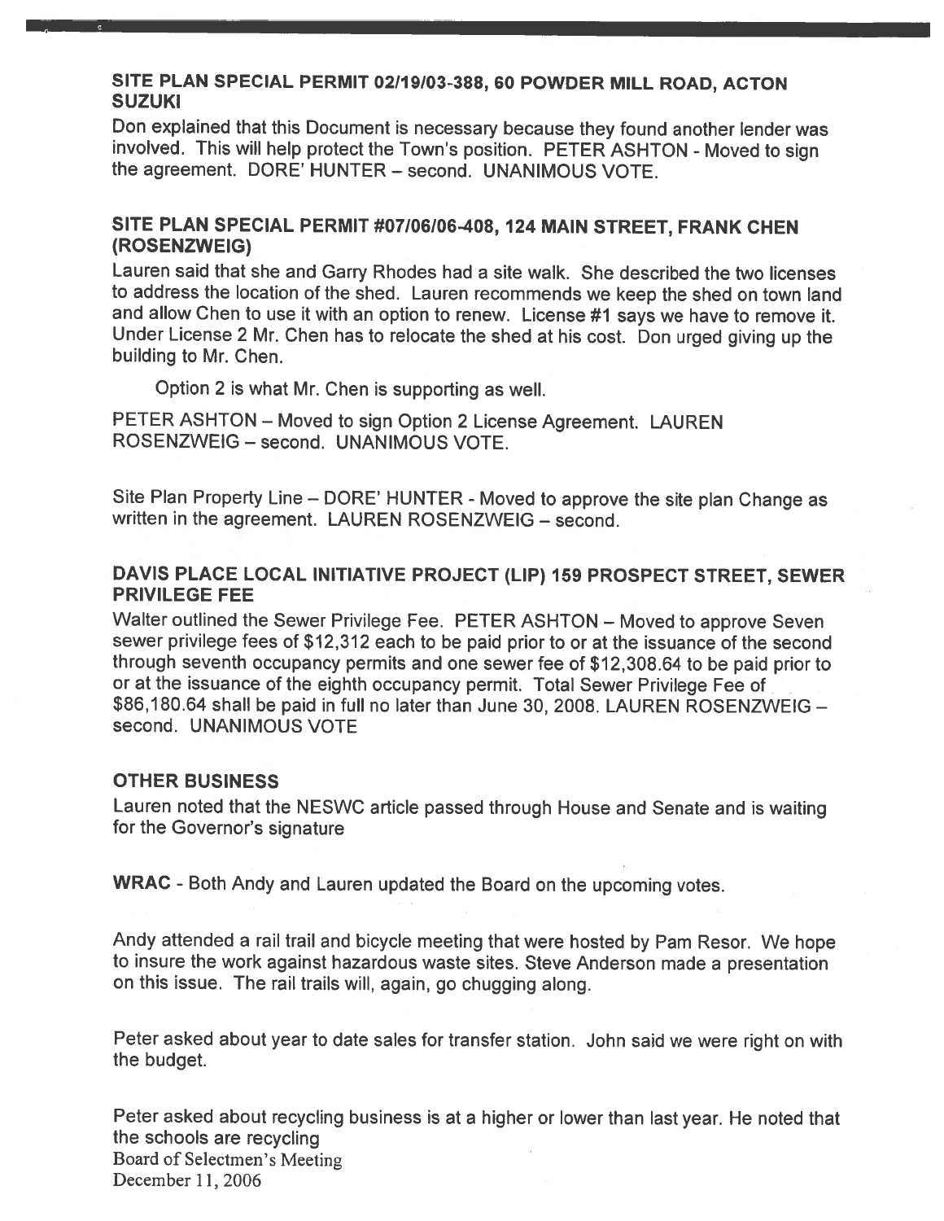### SITE PLAN SPECIAL PERMIT 02/19/03-388, 60 POWDER MILL ROAD, ACTON SUZUKI

Don explained that this Document is necessary because they found another lender was involved. This will help protect the Town's position. PETER ASHTON - Moved to sign the agreement. DORE' HUNTER – second. UNANIMOUS VOTE.

### SITE PLAN SPECIAL PERMIT #07/06/06-408, 124 MAIN STREET, FRANK CHEN (ROSENZWEIG)

Lauren said that she and Garry Rhodes had a site walk. She described the two licenses to address the location of the shed. Lauren recommends we keep the shed on town land and allow Chen to use it with an option to renew. License #1 says we have to remove it. Under License 2 Mr. Chen has to relocate the shed at his cost. Don urged giving up the building to Mr. Chen.

Option 2 is what Mr. Chen is supporting as well.

PETER ASHTON – Moved to sign Option 2 License Agreement. LAUREN ROSENZWEIG – second. UNANIMOUS VOTE.

Site Plan Property Line – DORE' HUNTER - Moved to approve the site plan Change as written in the agreement. LAUREN ROSENZWEIG – second.

### DAVIS PLACE LOCAL INITIATIVE PROJECT (LIP) 159 PROSPECT STREET, SEWER PRIVILEGE FEE

Walter outlined the Sewer Privilege Fee. PETER ASHTON – Moved to approve Seven sewer privilege fees of $12,312 each to be paid prior to or at the issuance of the second through seventh occupancy permits and one sewer fee of $12,308.64 to be paid prior to or at the issuance of the eighth occupancy permit. Total Sewer Privilege Fee of $86,180.64 shall be paid in full no later than June 30, 2008. LAUREN ROSENZWEIG – second. UNANIMOUS VOTE

### OTHER BUSINESS

Lauren noted that the NESWC article passed through House and Senate and is waiting for the Governor's signature

**WRAC** - Both Andy and Lauren updated the Board on the upcoming votes.

Andy attended a rail trail and bicycle meeting that were hosted by Pam Resor. We hope to insure the work against hazardous waste sites. Steve Anderson made a presentation on this issue. The rail trails will, again, go chugging along.

Peter asked about year to date sales for transfer station. John said we were right on with the budget.

Peter asked about recycling business is at a higher or lower than last year. He noted that the schools are recycling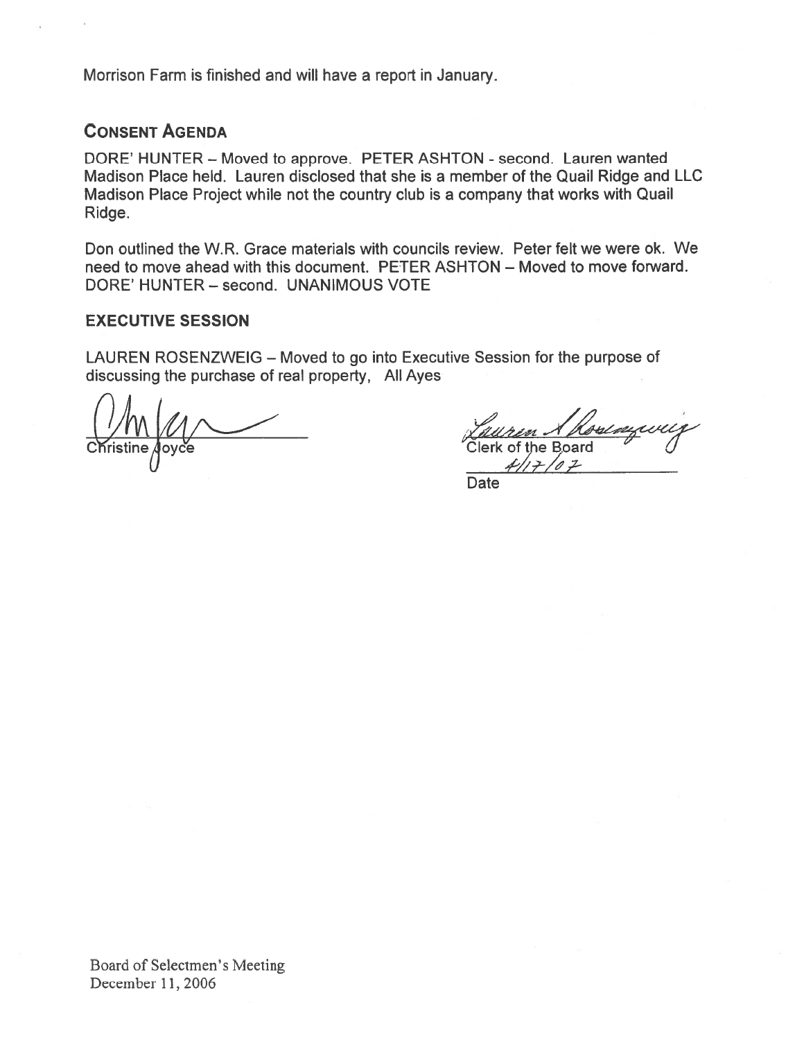Morrison Farm is finished and will have a report in January.

## CONSENT AGENDA

DORE' HUNTER – Moved to approve. PETER ASHTON - second. Lauren wanted Madison Place held. Lauren disclosed that she is a member of the Quail Ridge and LLC Madison Place Project while not the country club is a company that works with Quail Ridge.

Don outlined the W.R. Grace materials with councils review. Peter felt we were ok. We need to move ahead with this document. PETER ASHTON – Moved to move forward. DORE' HUNTER – second. UNANIMOUS VOTE

## EXECUTIVE SESSION

LAUREN ROSENZWEIG – Moved to go into Executive Session for the purpose of discussing the purchase of real property, All Ayes

Christine Joyce

Lauren Rosenzweig
Clerk of the Board

4/17/07
Date

Board of Selectmen's Meeting
December 11, 2006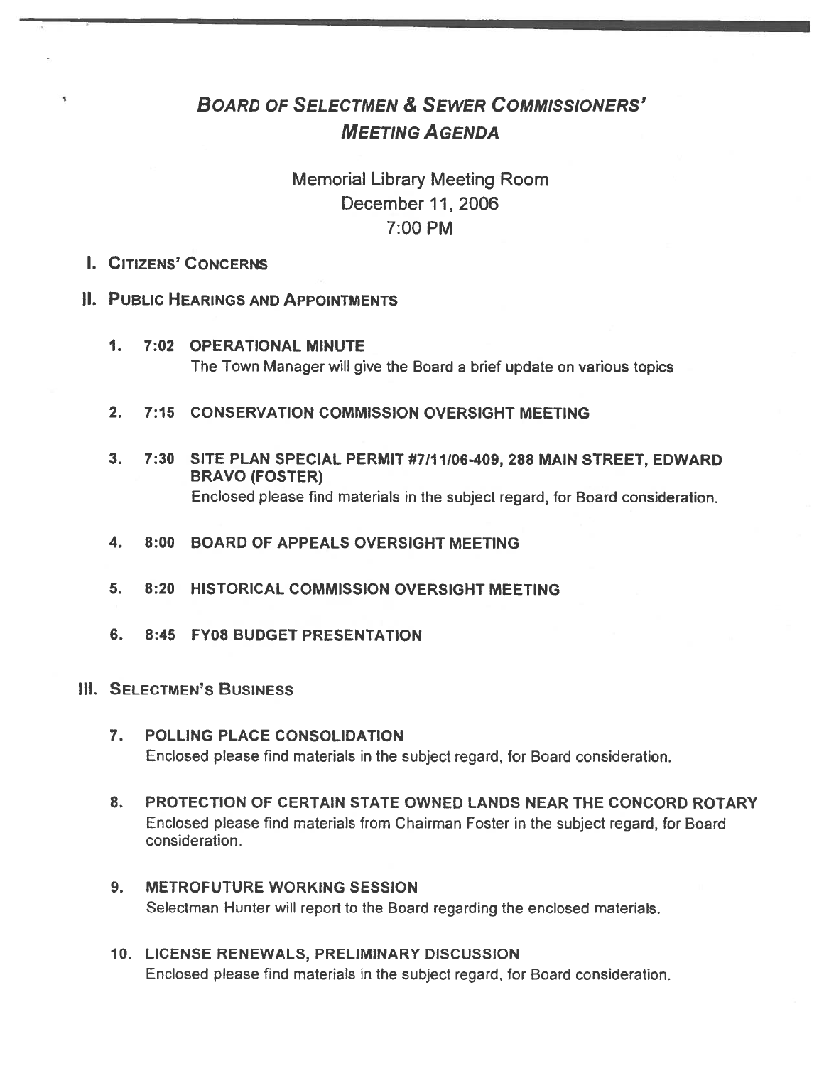# Board of Selectmen & Sewer Commissioners' Meeting Agenda

Memorial Library Meeting Room
December 11, 2006
7:00 PM

## I. Citizens' Concerns

## II. Public Hearings and Appointments

1. **7:02 OPERATIONAL MINUTE**
   The Town Manager will give the Board a brief update on various topics

2. **7:15 CONSERVATION COMMISSION OVERSIGHT MEETING**

3. **7:30 SITE PLAN SPECIAL PERMIT #7/11/06-409, 288 MAIN STREET, EDWARD BRAVO (FOSTER)**
   Enclosed please find materials in the subject regard, for Board consideration.

4. **8:00 BOARD OF APPEALS OVERSIGHT MEETING**

5. **8:20 HISTORICAL COMMISSION OVERSIGHT MEETING**

6. **8:45 FY08 BUDGET PRESENTATION**

## III. Selectmen's Business

7. **POLLING PLACE CONSOLIDATION**
   Enclosed please find materials in the subject regard, for Board consideration.

8. **PROTECTION OF CERTAIN STATE OWNED LANDS NEAR THE CONCORD ROTARY**
   Enclosed please find materials from Chairman Foster in the subject regard, for Board consideration.

9. **METROFUTURE WORKING SESSION**
   Selectman Hunter will report to the Board regarding the enclosed materials.

10. **LICENSE RENEWALS, PRELIMINARY DISCUSSION**
    Enclosed please find materials in the subject regard, for Board consideration.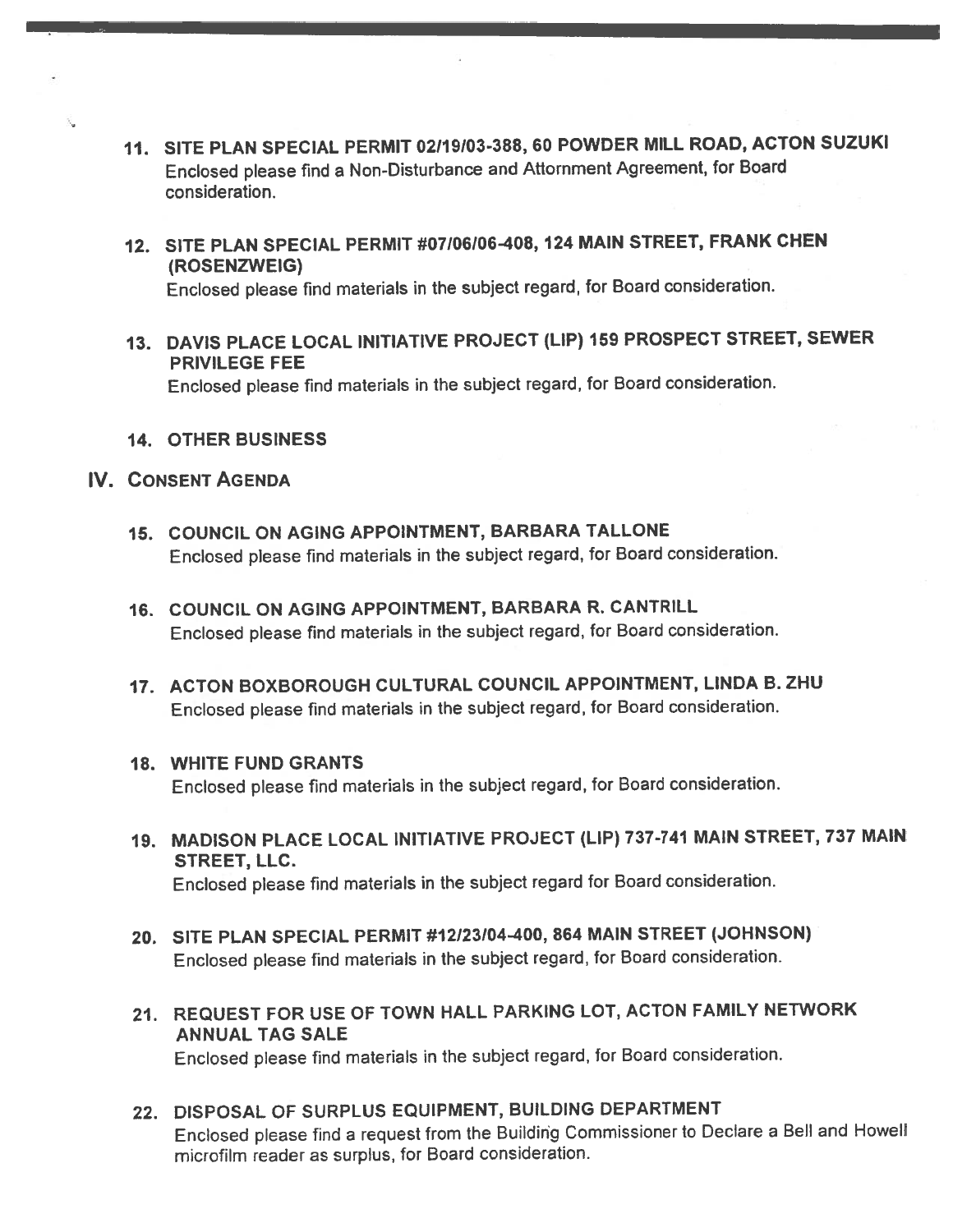11. **SITE PLAN SPECIAL PERMIT 02/19/03-388, 60 POWDER MILL ROAD, ACTON SUZUKI**
    Enclosed please find a Non-Disturbance and Attornment Agreement, for Board consideration.

12. **SITE PLAN SPECIAL PERMIT #07/06/06-408, 124 MAIN STREET, FRANK CHEN (ROSENZWEIG)**
    Enclosed please find materials in the subject regard, for Board consideration.

13. **DAVIS PLACE LOCAL INITIATIVE PROJECT (LIP) 159 PROSPECT STREET, SEWER PRIVILEGE FEE**
    Enclosed please find materials in the subject regard, for Board consideration.

14. **OTHER BUSINESS**

## IV. CONSENT AGENDA

15. **COUNCIL ON AGING APPOINTMENT, BARBARA TALLONE**
    Enclosed please find materials in the subject regard, for Board consideration.

16. **COUNCIL ON AGING APPOINTMENT, BARBARA R. CANTRILL**
    Enclosed please find materials in the subject regard, for Board consideration.

17. **ACTON BOXBOROUGH CULTURAL COUNCIL APPOINTMENT, LINDA B. ZHU**
    Enclosed please find materials in the subject regard, for Board consideration.

18. **WHITE FUND GRANTS**
    Enclosed please find materials in the subject regard, for Board consideration.

19. **MADISON PLACE LOCAL INITIATIVE PROJECT (LIP) 737-741 MAIN STREET, 737 MAIN STREET, LLC.**
    Enclosed please find materials in the subject regard for Board consideration.

20. **SITE PLAN SPECIAL PERMIT #12/23/04-400, 864 MAIN STREET (JOHNSON)**
    Enclosed please find materials in the subject regard, for Board consideration.

21. **REQUEST FOR USE OF TOWN HALL PARKING LOT, ACTON FAMILY NETWORK ANNUAL TAG SALE**
    Enclosed please find materials in the subject regard, for Board consideration.

22. **DISPOSAL OF SURPLUS EQUIPMENT, BUILDING DEPARTMENT**
    Enclosed please find a request from the Building Commissioner to Declare a Bell and Howell microfilm reader as surplus, for Board consideration.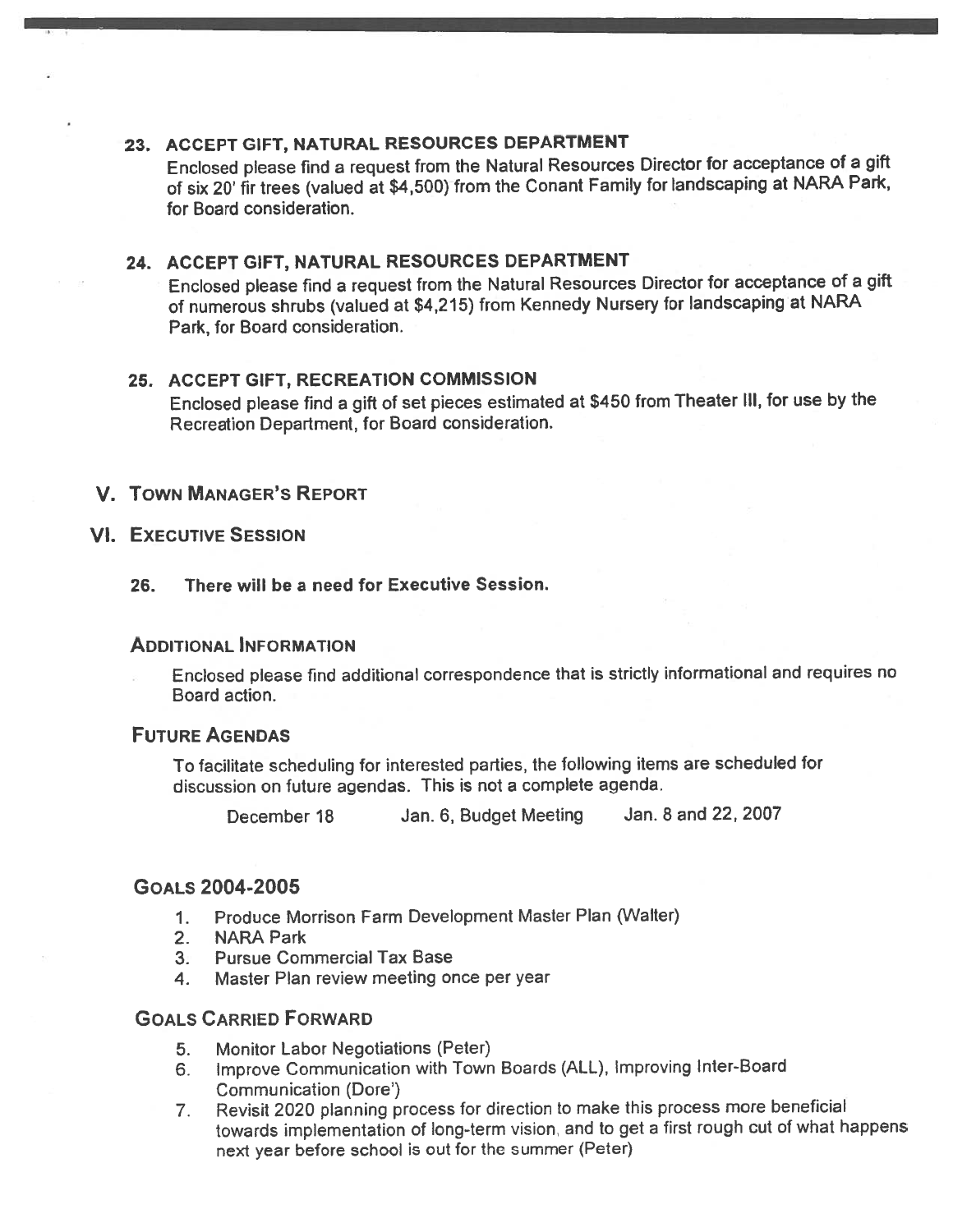### 23. ACCEPT GIFT, NATURAL RESOURCES DEPARTMENT

Enclosed please find a request from the Natural Resources Director for acceptance of a gift of six 20' fir trees (valued at $4,500) from the Conant Family for landscaping at NARA Park, for Board consideration.

### 24. ACCEPT GIFT, NATURAL RESOURCES DEPARTMENT

Enclosed please find a request from the Natural Resources Director for acceptance of a gift of numerous shrubs (valued at $4,215) from Kennedy Nursery for landscaping at NARA Park, for Board consideration.

### 25. ACCEPT GIFT, RECREATION COMMISSION

Enclosed please find a gift of set pieces estimated at $450 from Theater III, for use by the Recreation Department, for Board consideration.

## V. TOWN MANAGER'S REPORT

## VI. EXECUTIVE SESSION

**26. There will be a need for Executive Session.**

### ADDITIONAL INFORMATION

Enclosed please find additional correspondence that is strictly informational and requires no Board action.

### FUTURE AGENDAS

To facilitate scheduling for interested parties, the following items are scheduled for discussion on future agendas. This is not a complete agenda.

December 18 &nbsp;&nbsp;&nbsp; Jan. 6, Budget Meeting &nbsp;&nbsp;&nbsp; Jan. 8 and 22, 2007

### GOALS 2004-2005

1. Produce Morrison Farm Development Master Plan (Walter)
2. NARA Park
3. Pursue Commercial Tax Base
4. Master Plan review meeting once per year

### GOALS CARRIED FORWARD

5. Monitor Labor Negotiations (Peter)
6. Improve Communication with Town Boards (ALL), Improving Inter-Board Communication (Dore')
7. Revisit 2020 planning process for direction to make this process more beneficial towards implementation of long-term vision, and to get a first rough cut of what happens next year before school is out for the summer (Peter)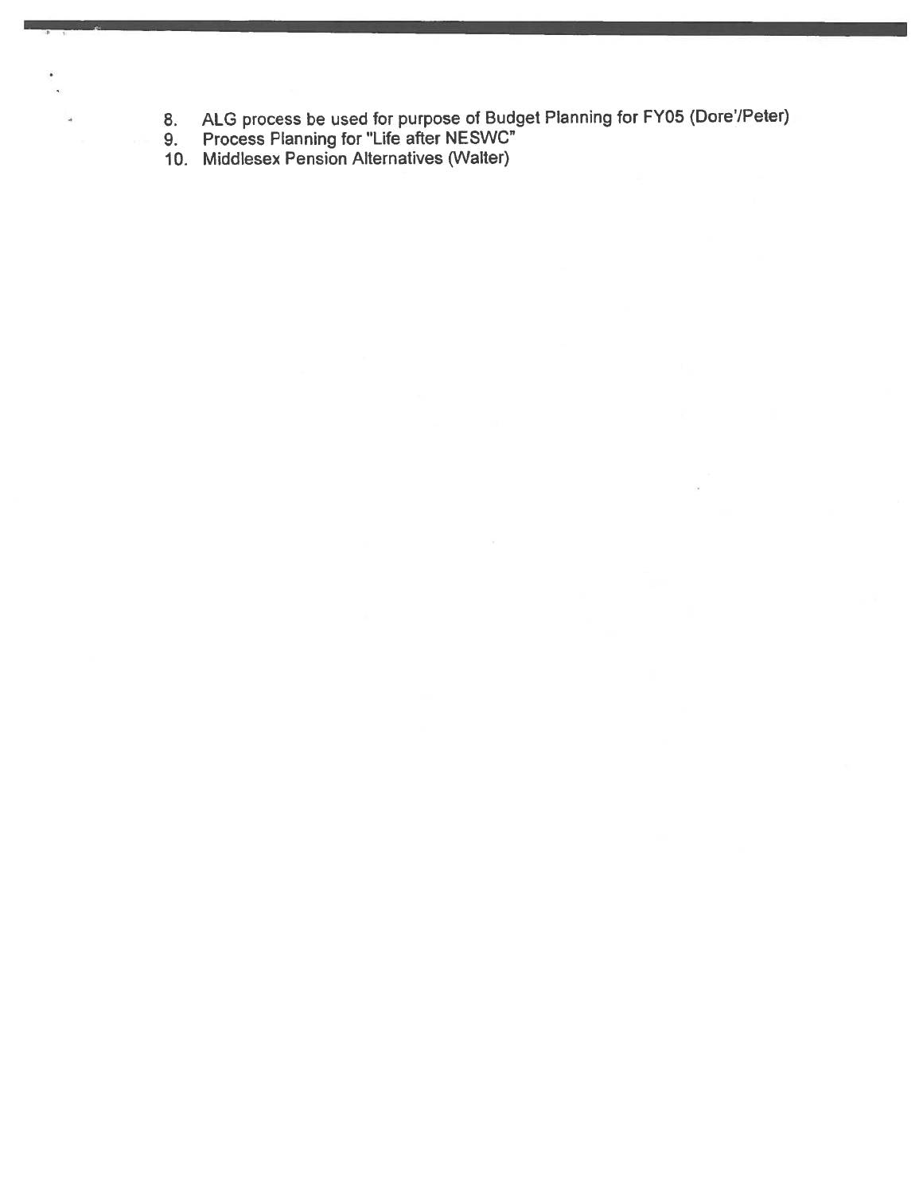8. ALG process be used for purpose of Budget Planning for FY05 (Dore'/Peter)
9. Process Planning for "Life after NESWC"
10. Middlesex Pension Alternatives (Walter)